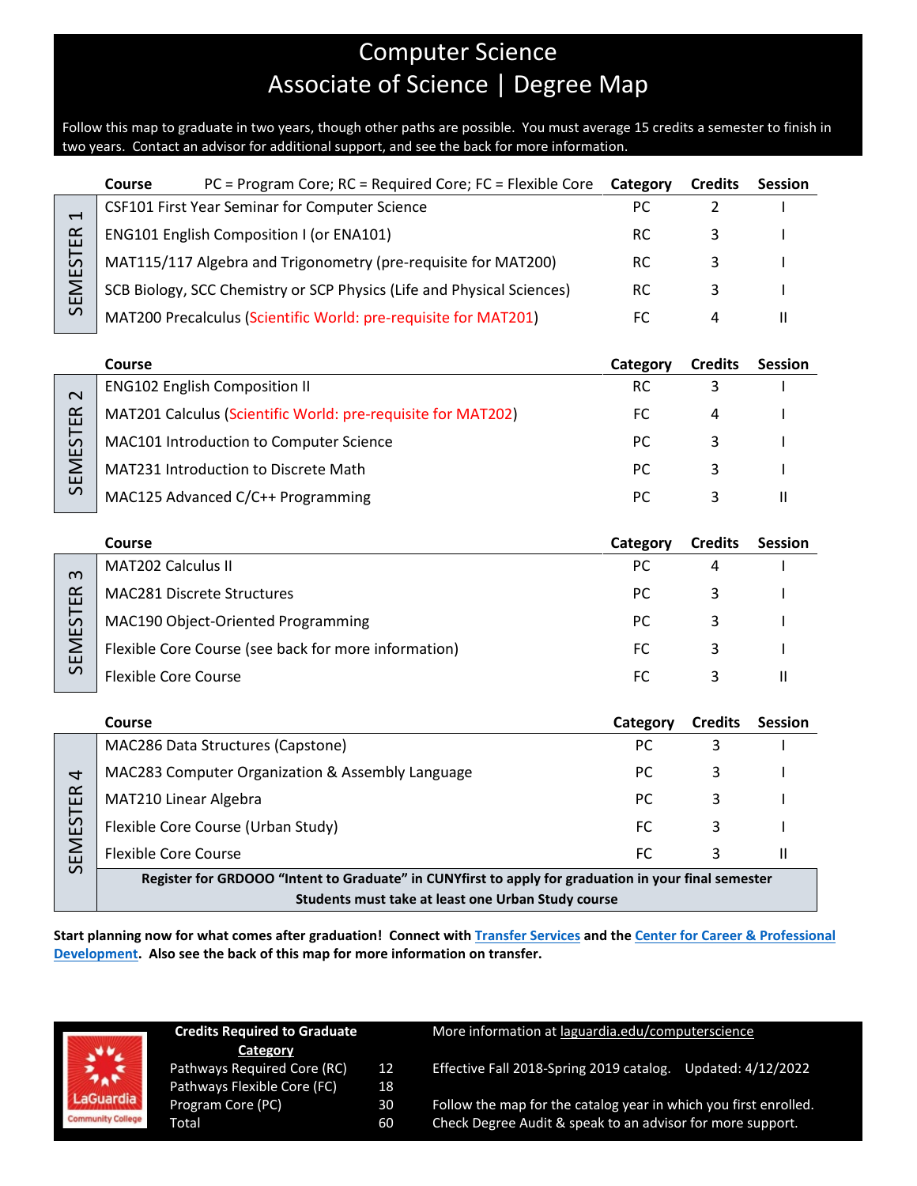# Computer Science
## Associate of Science | Degree Map

Follow this map to graduate in two years, though other paths are possible. You must average 15 credits a semester to finish in two years. Contact an advisor for additional support, and see the back for more information.

### SEMESTER 1

| Course (PC = Program Core; RC = Required Core; FC = Flexible Core) | Category | Credits | Session |
|---|---|---|---|
| CSF101 First Year Seminar for Computer Science | PC | 2 | I |
| ENG101 English Composition I (or ENA101) | RC | 3 | I |
| MAT115/117 Algebra and Trigonometry (pre-requisite for MAT200) | RC | 3 | I |
| SCB Biology, SCC Chemistry or SCP Physics (Life and Physical Sciences) | RC | 3 | I |
| MAT200 Precalculus (Scientific World: pre-requisite for MAT201) | FC | 4 | II |

### SEMESTER 2

| Course | Category | Credits | Session |
|---|---|---|---|
| ENG102 English Composition II | RC | 3 | I |
| MAT201 Calculus (Scientific World: pre-requisite for MAT202) | FC | 4 | I |
| MAC101 Introduction to Computer Science | PC | 3 | I |
| MAT231 Introduction to Discrete Math | PC | 3 | I |
| MAC125 Advanced C/C++ Programming | PC | 3 | II |

### SEMESTER 3

| Course | Category | Credits | Session |
|---|---|---|---|
| MAT202 Calculus II | PC | 4 | I |
| MAC281 Discrete Structures | PC | 3 | I |
| MAC190 Object-Oriented Programming | PC | 3 | I |
| Flexible Core Course (see back for more information) | FC | 3 | I |
| Flexible Core Course | FC | 3 | II |

### SEMESTER 4

| Course | Category | Credits | Session |
|---|---|---|---|
| MAC286 Data Structures (Capstone) | PC | 3 | I |
| MAC283 Computer Organization & Assembly Language | PC | 3 | I |
| MAT210 Linear Algebra | PC | 3 | I |
| Flexible Core Course (Urban Study) | FC | 3 | I |
| Flexible Core Course | FC | 3 | II |

**Register for GRDOOO "Intent to Graduate" in CUNYfirst to apply for graduation in your final semester**
**Students must take at least one Urban Study course**

**Start planning now for what comes after graduation! Connect with Transfer Services and the Center for Career & Professional Development. Also see the back of this map for more information on transfer.**

LaGuardia Community College

| Credits Required to Graduate — Category | |
|---|---|
| Pathways Required Core (RC) | 12 |
| Pathways Flexible Core (FC) | 18 |
| Program Core (PC) | 30 |
| Total | 60 |

More information at laguardia.edu/computerscience

Effective Fall 2018-Spring 2019 catalog. Updated: 4/12/2022

Follow the map for the catalog year in which you first enrolled. Check Degree Audit & speak to an advisor for more support.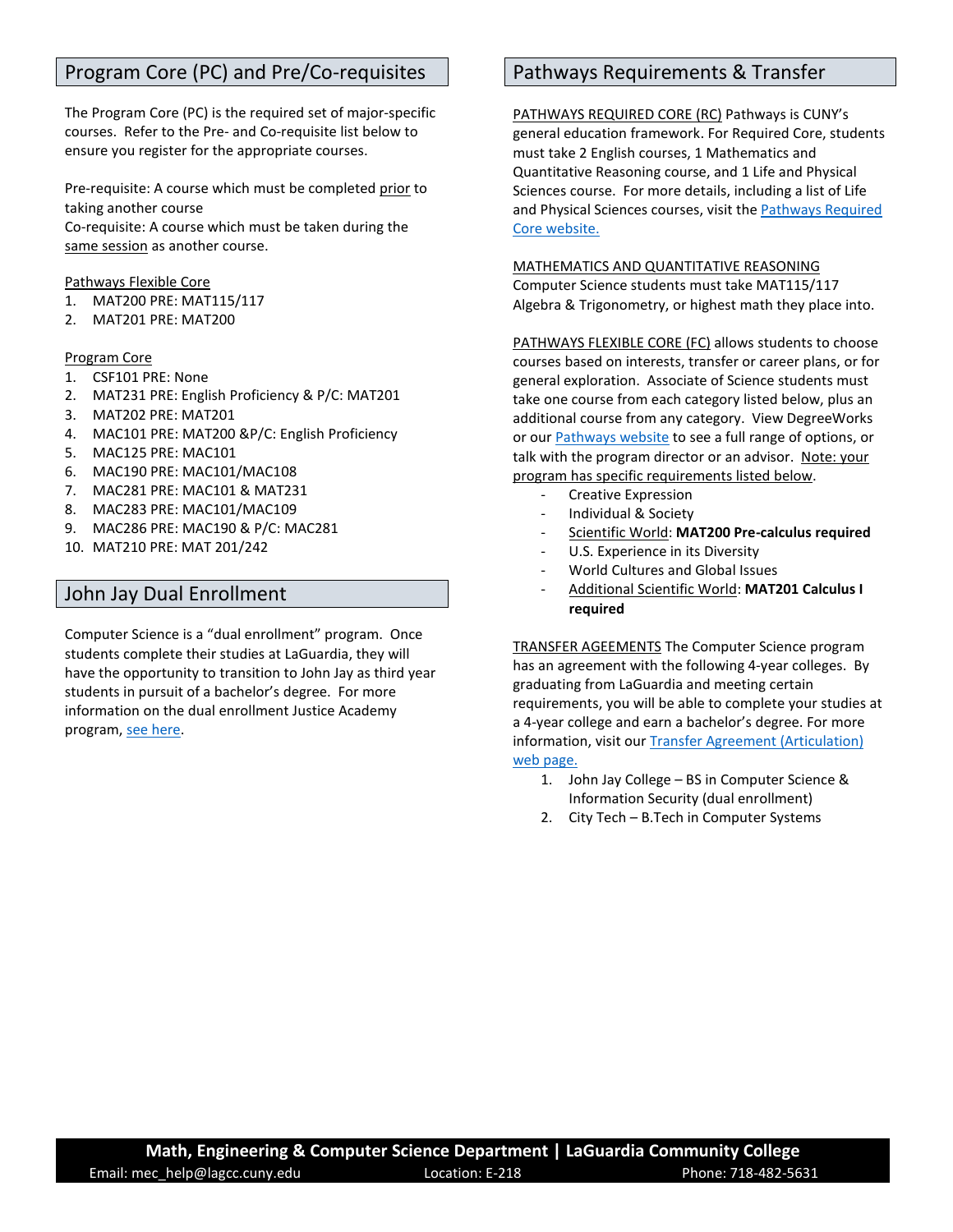## Program Core (PC) and Pre/Co-requisites

The Program Core (PC) is the required set of major-specific courses. Refer to the Pre- and Co-requisite list below to ensure you register for the appropriate courses.

Pre-requisite: A course which must be completed prior to taking another course
Co-requisite: A course which must be taken during the same session as another course.

Pathways Flexible Core

1. MAT200 PRE: MAT115/117
2. MAT201 PRE: MAT200

Program Core

1. CSF101 PRE: None
2. MAT231 PRE: English Proficiency & P/C: MAT201
3. MAT202 PRE: MAT201
4. MAC101 PRE: MAT200 &P/C: English Proficiency
5. MAC125 PRE: MAC101
6. MAC190 PRE: MAC101/MAC108
7. MAC281 PRE: MAC101 & MAT231
8. MAC283 PRE: MAC101/MAC109
9. MAC286 PRE: MAC190 & P/C: MAC281
10. MAT210 PRE: MAT 201/242

## John Jay Dual Enrollment

Computer Science is a "dual enrollment" program. Once students complete their studies at LaGuardia, they will have the opportunity to transition to John Jay as third year students in pursuit of a bachelor's degree. For more information on the dual enrollment Justice Academy program, see here.

## Pathways Requirements & Transfer

PATHWAYS REQUIRED CORE (RC) Pathways is CUNY's general education framework. For Required Core, students must take 2 English courses, 1 Mathematics and Quantitative Reasoning course, and 1 Life and Physical Sciences course. For more details, including a list of Life and Physical Sciences courses, visit the Pathways Required Core website.

MATHEMATICS AND QUANTITATIVE REASONING
Computer Science students must take MAT115/117 Algebra & Trigonometry, or highest math they place into.

PATHWAYS FLEXIBLE CORE (FC) allows students to choose courses based on interests, transfer or career plans, or for general exploration. Associate of Science students must take one course from each category listed below, plus an additional course from any category. View DegreeWorks or our Pathways website to see a full range of options, or talk with the program director or an advisor. Note: your program has specific requirements listed below.

- Creative Expression
- Individual & Society
- Scientific World: **MAT200 Pre-calculus required**
- U.S. Experience in its Diversity
- World Cultures and Global Issues
- Additional Scientific World: **MAT201 Calculus I required**

TRANSFER AGEEMENTS The Computer Science program has an agreement with the following 4-year colleges. By graduating from LaGuardia and meeting certain requirements, you will be able to complete your studies at a 4-year college and earn a bachelor's degree. For more information, visit our Transfer Agreement (Articulation) web page.

1. John Jay College – BS in Computer Science & Information Security (dual enrollment)
2. City Tech – B.Tech in Computer Systems

**Math, Engineering & Computer Science Department | LaGuardia Community College**
Email: mec_help@lagcc.cuny.edu    Location: E-218    Phone: 718-482-5631